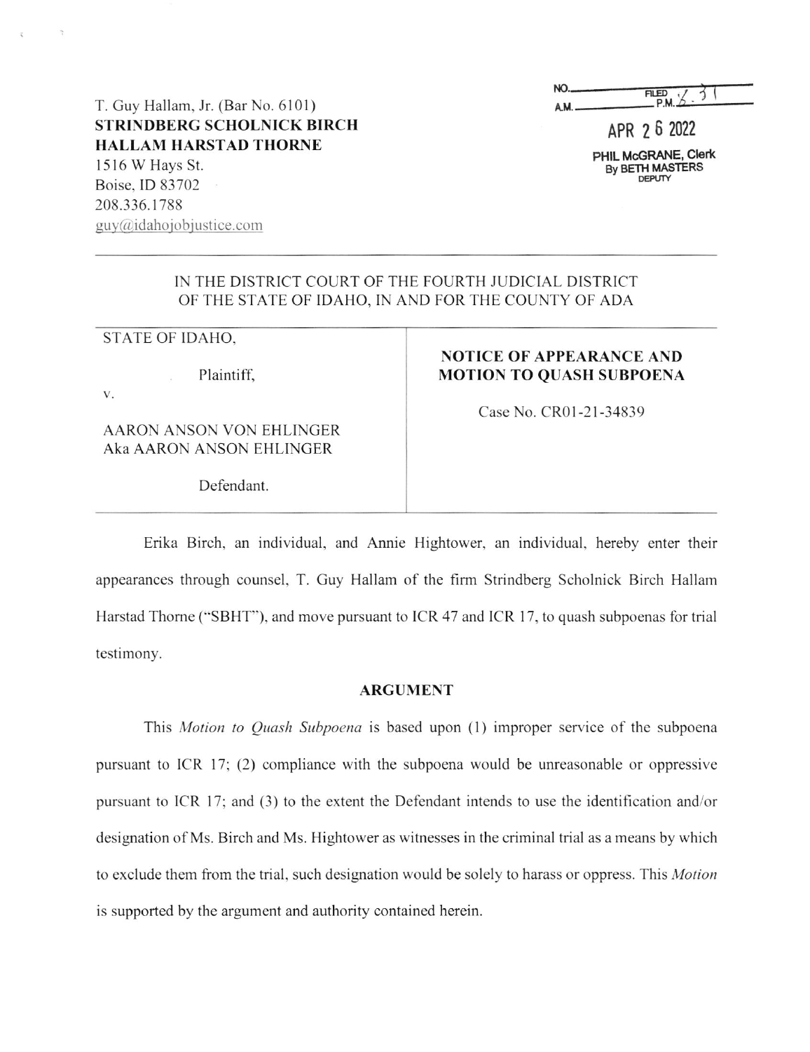T. Guy Hallam, Jr. (Bar No. 6101)
**STRINDBERG SCHOLNICK BIRCH HALLAM HARSTAD THORNE**
1516 W Hays St.
Boise, ID 83702
208.336.1788
guy@idahojobjustice.com

NO.______ FILED P.M. 3:31
A.M.______

APR 26 2022

PHIL McGRANE, Clerk
By BETH MASTERS
DEPUTY

IN THE DISTRICT COURT OF THE FOURTH JUDICIAL DISTRICT
OF THE STATE OF IDAHO, IN AND FOR THE COUNTY OF ADA

| | |
|---|---|
| STATE OF IDAHO,<br><br>Plaintiff,<br><br>v.<br><br>AARON ANSON VON EHLINGER<br>Aka AARON ANSON EHLINGER<br><br>Defendant. | **NOTICE OF APPEARANCE AND MOTION TO QUASH SUBPOENA**<br><br>Case No. CR01-21-34839 |

Erika Birch, an individual, and Annie Hightower, an individual, hereby enter their appearances through counsel, T. Guy Hallam of the firm Strindberg Scholnick Birch Hallam Harstad Thorne ("SBHT"), and move pursuant to ICR 47 and ICR 17, to quash subpoenas for trial testimony.

## ARGUMENT

This *Motion to Quash Subpoena* is based upon (1) improper service of the subpoena pursuant to ICR 17; (2) compliance with the subpoena would be unreasonable or oppressive pursuant to ICR 17; and (3) to the extent the Defendant intends to use the identification and/or designation of Ms. Birch and Ms. Hightower as witnesses in the criminal trial as a means by which to exclude them from the trial, such designation would be solely to harass or oppress. This *Motion* is supported by the argument and authority contained herein.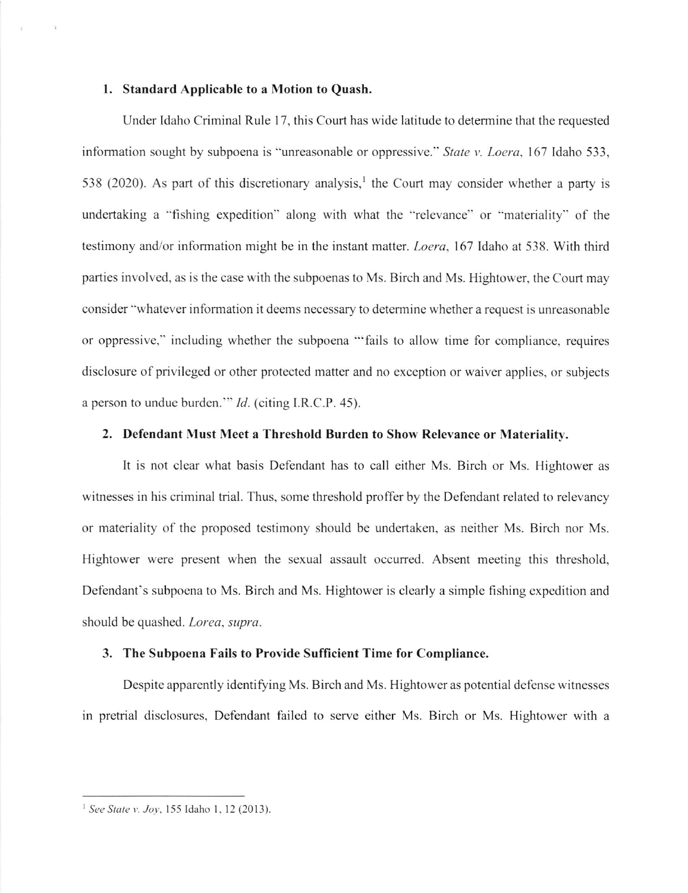### 1. Standard Applicable to a Motion to Quash.

Under Idaho Criminal Rule 17, this Court has wide latitude to determine that the requested information sought by subpoena is "unreasonable or oppressive." *State v. Loera*, 167 Idaho 533, 538 (2020). As part of this discretionary analysis,[1] the Court may consider whether a party is undertaking a "fishing expedition" along with what the "relevance" or "materiality" of the testimony and/or information might be in the instant matter. *Loera*, 167 Idaho at 538. With third parties involved, as is the case with the subpoenas to Ms. Birch and Ms. Hightower, the Court may consider "whatever information it deems necessary to determine whether a request is unreasonable or oppressive," including whether the subpoena "'fails to allow time for compliance, requires disclosure of privileged or other protected matter and no exception or waiver applies, or subjects a person to undue burden.'" *Id.* (citing I.R.C.P. 45).

### 2. Defendant Must Meet a Threshold Burden to Show Relevance or Materiality.

It is not clear what basis Defendant has to call either Ms. Birch or Ms. Hightower as witnesses in his criminal trial. Thus, some threshold proffer by the Defendant related to relevancy or materiality of the proposed testimony should be undertaken, as neither Ms. Birch nor Ms. Hightower were present when the sexual assault occurred. Absent meeting this threshold, Defendant's subpoena to Ms. Birch and Ms. Hightower is clearly a simple fishing expedition and should be quashed. *Lorea*, *supra*.

### 3. The Subpoena Fails to Provide Sufficient Time for Compliance.

Despite apparently identifying Ms. Birch and Ms. Hightower as potential defense witnesses in pretrial disclosures, Defendant failed to serve either Ms. Birch or Ms. Hightower with a

---

[1] *See State v. Joy*, 155 Idaho 1, 12 (2013).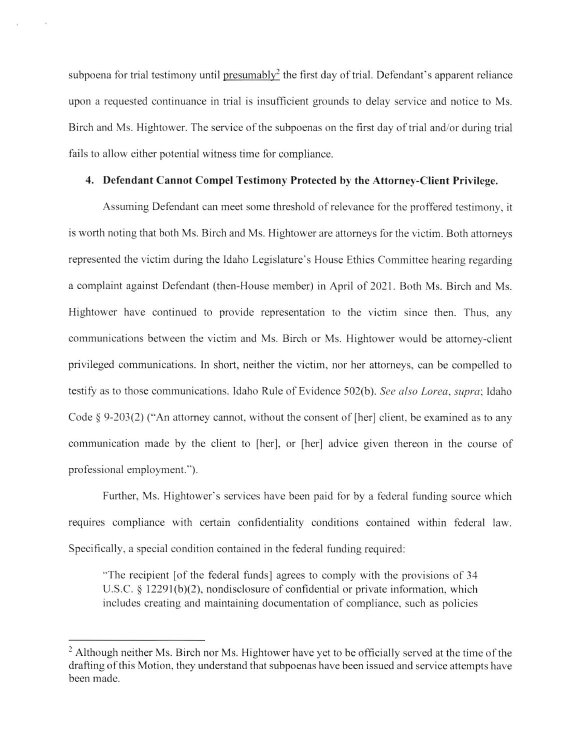subpoena for trial testimony until presumably[2] the first day of trial. Defendant's apparent reliance upon a requested continuance in trial is insufficient grounds to delay service and notice to Ms. Birch and Ms. Hightower. The service of the subpoenas on the first day of trial and/or during trial fails to allow either potential witness time for compliance.

**4. Defendant Cannot Compel Testimony Protected by the Attorney-Client Privilege.**

Assuming Defendant can meet some threshold of relevance for the proffered testimony, it is worth noting that both Ms. Birch and Ms. Hightower are attorneys for the victim. Both attorneys represented the victim during the Idaho Legislature's House Ethics Committee hearing regarding a complaint against Defendant (then-House member) in April of 2021. Both Ms. Birch and Ms. Hightower have continued to provide representation to the victim since then. Thus, any communications between the victim and Ms. Birch or Ms. Hightower would be attorney-client privileged communications. In short, neither the victim, nor her attorneys, can be compelled to testify as to those communications. Idaho Rule of Evidence 502(b). *See also Lorea*, *supra*; Idaho Code § 9-203(2) ("An attorney cannot, without the consent of [her] client, be examined as to any communication made by the client to [her], or [her] advice given thereon in the course of professional employment.").

Further, Ms. Hightower's services have been paid for by a federal funding source which requires compliance with certain confidentiality conditions contained within federal law. Specifically, a special condition contained in the federal funding required:

> "The recipient [of the federal funds] agrees to comply with the provisions of 34 U.S.C. § 12291(b)(2), nondisclosure of confidential or private information, which includes creating and maintaining documentation of compliance, such as policies

---

[2] Although neither Ms. Birch nor Ms. Hightower have yet to be officially served at the time of the drafting of this Motion, they understand that subpoenas have been issued and service attempts have been made.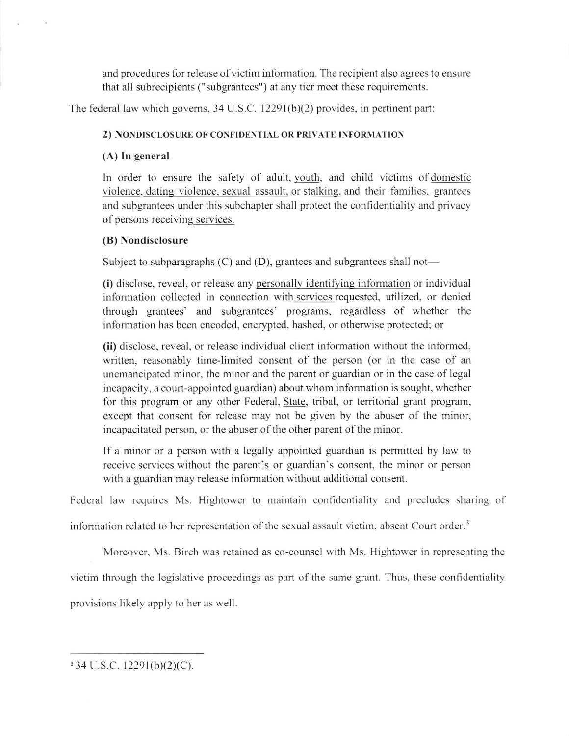and procedures for release of victim information. The recipient also agrees to ensure that all subrecipients ("subgrantees") at any tier meet these requirements.

The federal law which governs, 34 U.S.C. 12291(b)(2) provides, in pertinent part:

> **2) NONDISCLOSURE OF CONFIDENTIAL OR PRIVATE INFORMATION**
>
> **(A) In general**
>
> In order to ensure the safety of adult, youth, and child victims of domestic violence, dating violence, sexual assault, or stalking, and their families, grantees and subgrantees under this subchapter shall protect the confidentiality and privacy of persons receiving services.
>
> **(B) Nondisclosure**
>
> Subject to subparagraphs (C) and (D), grantees and subgrantees shall not—
>
> **(i)** disclose, reveal, or release any personally identifying information or individual information collected in connection with services requested, utilized, or denied through grantees' and subgrantees' programs, regardless of whether the information has been encoded, encrypted, hashed, or otherwise protected; or
>
> **(ii)** disclose, reveal, or release individual client information without the informed, written, reasonably time-limited consent of the person (or in the case of an unemancipated minor, the minor and the parent or guardian or in the case of legal incapacity, a court-appointed guardian) about whom information is sought, whether for this program or any other Federal, State, tribal, or territorial grant program, except that consent for release may not be given by the abuser of the minor, incapacitated person, or the abuser of the other parent of the minor.
>
> If a minor or a person with a legally appointed guardian is permitted by law to receive services without the parent's or guardian's consent, the minor or person with a guardian may release information without additional consent.

Federal law requires Ms. Hightower to maintain confidentiality and precludes sharing of information related to her representation of the sexual assault victim, absent Court order.[3]

Moreover, Ms. Birch was retained as co-counsel with Ms. Hightower in representing the victim through the legislative proceedings as part of the same grant. Thus, these confidentiality provisions likely apply to her as well.

---

[3] 34 U.S.C. 12291(b)(2)(C).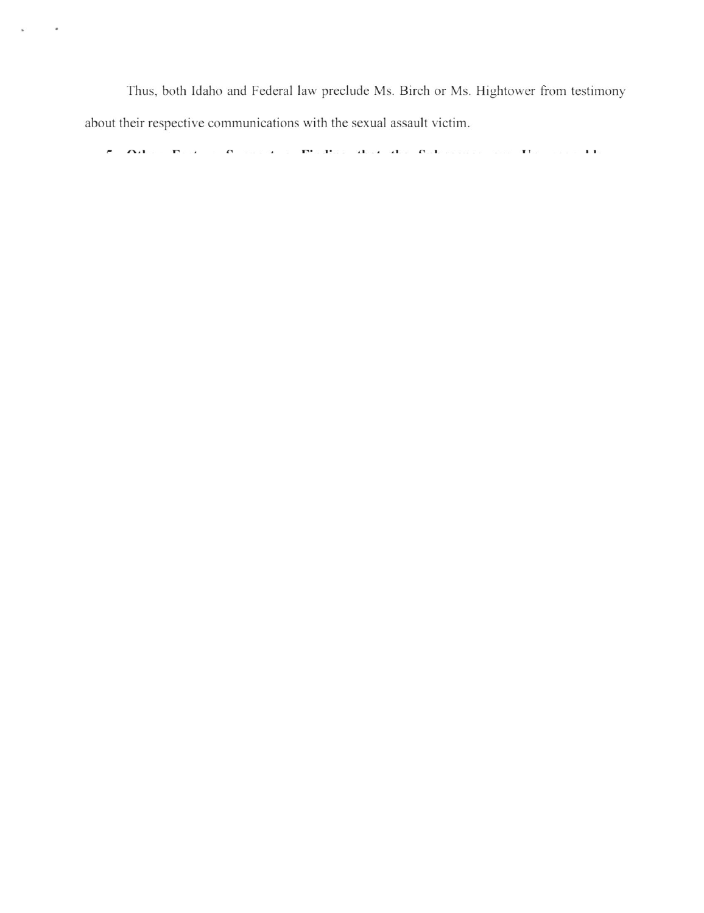Thus, both Idaho and Federal law preclude Ms. Birch or Ms. Hightower from testimony about their respective communications with the sexual assault victim.

**5. Other Factors Supporting Finding that the Subpoenas are Unreasonable**